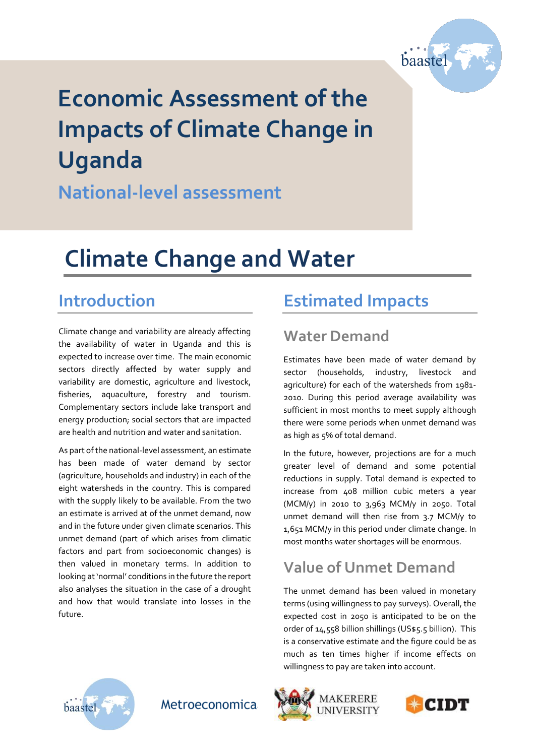# Economic Assessment of the Impacts of Climate Change in Uganda

## National-level assessment

# Climate Change and Water

## Introduction

Climate change and variability are already affecting the availability of water in Uganda and this is expected to increase over time. The main economic sectors directly affected by water supply and variability are domestic, agriculture and livestock, fisheries, aquaculture, forestry and tourism. Complementary sectors include lake transport and energy production; social sectors that are impacted are health and nutrition and water and sanitation.

As part of the national-level assessment, an estimate has been made of water demand by sector (agriculture, households and industry) in each of the eight watersheds in the country. This is compared with the supply likely to be available. From the two an estimate is arrived at of the unmet demand, now and in the future under given climate scenarios. This unmet demand (part of which arises from climatic factors and part from socioeconomic changes) is then valued in monetary terms. In addition to looking at 'normal' conditions in the future the report also analyses the situation in the case of a drought and how that would translate into losses in the future.

## Estimated Impacts

### Water Demand

Estimates have been made of water demand by sector (households, industry, livestock and agriculture) for each of the watersheds from 1981-2010. During this period average availability was sufficient in most months to meet supply although there were some periods when unmet demand was as high as 5% of total demand.

In the future, however, projections are for a much greater level of demand and some potential reductions in supply. Total demand is expected to increase from 408 million cubic meters a year (MCM/y) in 2010 to 3,963 MCM/y in 2050. Total unmet demand will then rise from 3.7 MCM/y to 1,651 MCM/y in this period under climate change. In most months water shortages will be enormous.

### Value of Unmet Demand

The unmet demand has been valued in monetary terms (using willingness to pay surveys). Overall, the expected cost in 2050 is anticipated to be on the order of 14,558 billion shillings (US$5.5 billion). This is a conservative estimate and the figure could be as much as ten times higher if income effects on willingness to pay are taken into account.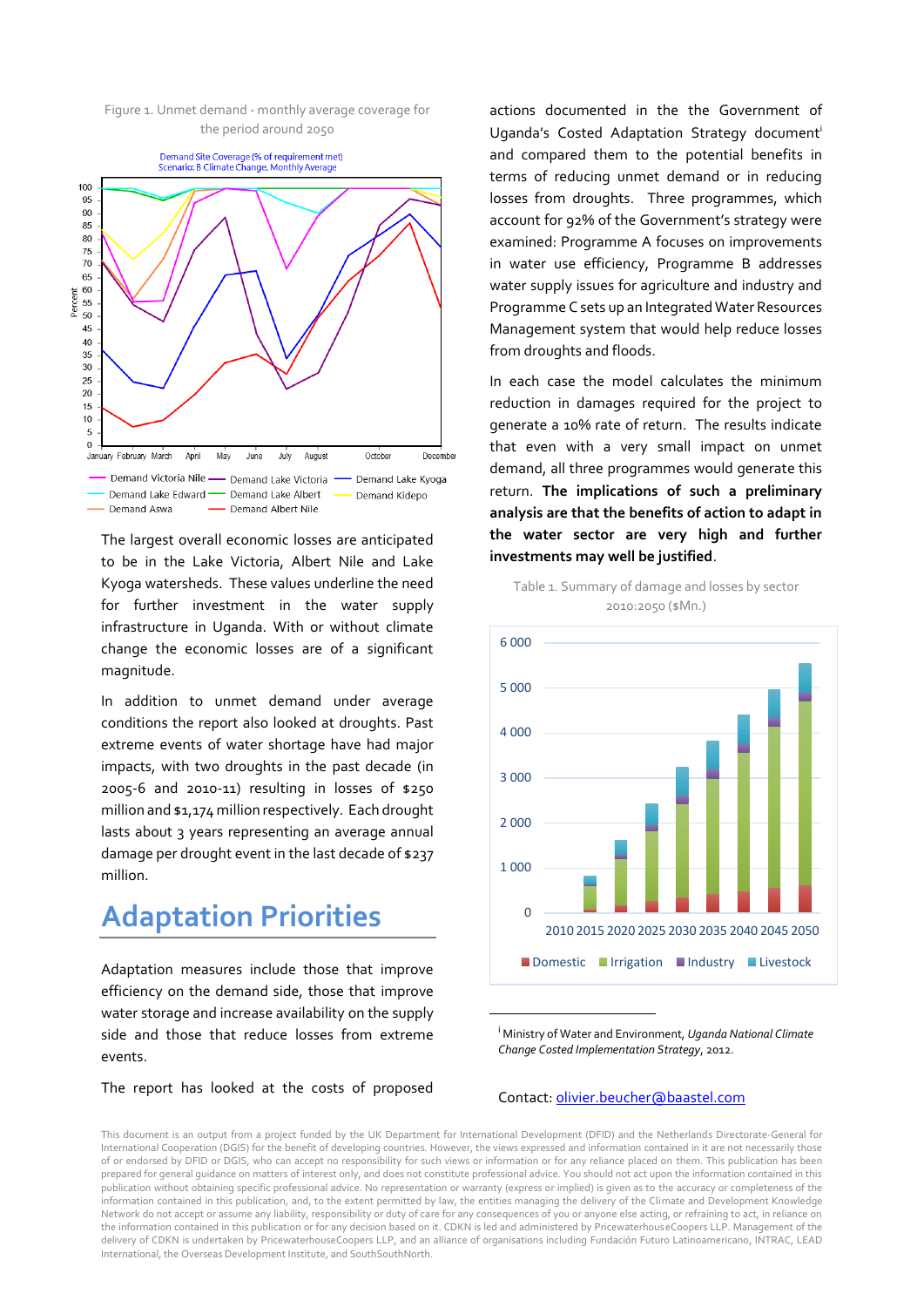Figure 1. Unmet demand - monthly average coverage for the period around 2050

Demand Site Coverage (% of requirement met)
Scenario: B Climate Change, Monthly Average

Percent

100
95
90
85
80
75
70
65
60
55
50
45
40
35
30
25
20
15
10
5
0

January February March April May June July August October December

Demand Victoria Nile
Demand Lake Victoria
Demand Lake Kyoga
Demand Lake Edward
Demand Lake Albert
Demand Kidepo
Demand Aswa
Demand Albert Nile

The largest overall economic losses are anticipated to be in the Lake Victoria, Albert Nile and Lake Kyoga watersheds. These values underline the need for further investment in the water supply infrastructure in Uganda. With or without climate change the economic losses are of a significant magnitude.

In addition to unmet demand under average conditions the report also looked at droughts. Past extreme events of water shortage have had major impacts, with two droughts in the past decade (in 2005-6 and 2010-11) resulting in losses of $250 million and $1,174 million respectively. Each drought lasts about 3 years representing an average annual damage per drought event in the last decade of $237 million.

## Adaptation Priorities

Adaptation measures include those that improve efficiency on the demand side, those that improve water storage and increase availability on the supply side and those that reduce losses from extreme events.

The report has looked at the costs of proposed actions documented in the the Government of Uganda's Costed Adaptation Strategy document[i] and compared them to the potential benefits in terms of reducing unmet demand or in reducing losses from droughts. Three programmes, which account for 92% of the Government's strategy were examined: Programme A focuses on improvements in water use efficiency, Programme B addresses water supply issues for agriculture and industry and Programme C sets up an Integrated Water Resources Management system that would help reduce losses from droughts and floods.

In each case the model calculates the minimum reduction in damages required for the project to generate a 10% rate of return. The results indicate that even with a very small impact on unmet demand, all three programmes would generate this return. **The implications of such a preliminary analysis are that the benefits of action to adapt in the water sector are very high and further investments may well be justified**.

Table 1. Summary of damage and losses by sector 2010:2050 ($Mn.)

6 000
5 000
4 000
3 000
2 000
1 000
0

2010 2015 2020 2025 2030 2035 2040 2045 2050

Domestic
Irrigation
Industry
Livestock

[i] Ministry of Water and Environment, *Uganda National Climate Change Costed Implementation Strategy*, 2012.

Contact: olivier.beucher@baastel.com

This document is an output from a project funded by the UK Department for International Development (DFID) and the Netherlands Directorate-General for International Cooperation (DGIS) for the benefit of developing countries. However, the views expressed and information contained in it are not necessarily those of or endorsed by DFID or DGIS, who can accept no responsibility for such views or information or for any reliance placed on them. This publication has been prepared for general guidance on matters of interest only, and does not constitute professional advice. You should not act upon the information contained in this publication without obtaining specific professional advice. No representation or warranty (express or implied) is given as to the accuracy or completeness of the information contained in this publication, and, to the extent permitted by law, the entities managing the delivery of the Climate and Development Knowledge Network do not accept or assume any liability, responsibility or duty of care for any consequences of you or anyone else acting, or refraining to act, in reliance on the information contained in this publication or for any decision based on it. CDKN is led and administered by PricewaterhouseCoopers LLP. Management of the delivery of CDKN is undertaken by PricewaterhouseCoopers LLP, and an alliance of organisations including Fundación Futuro Latinoamericano, INTRAC, LEAD International, the Overseas Development Institute, and SouthSouthNorth.